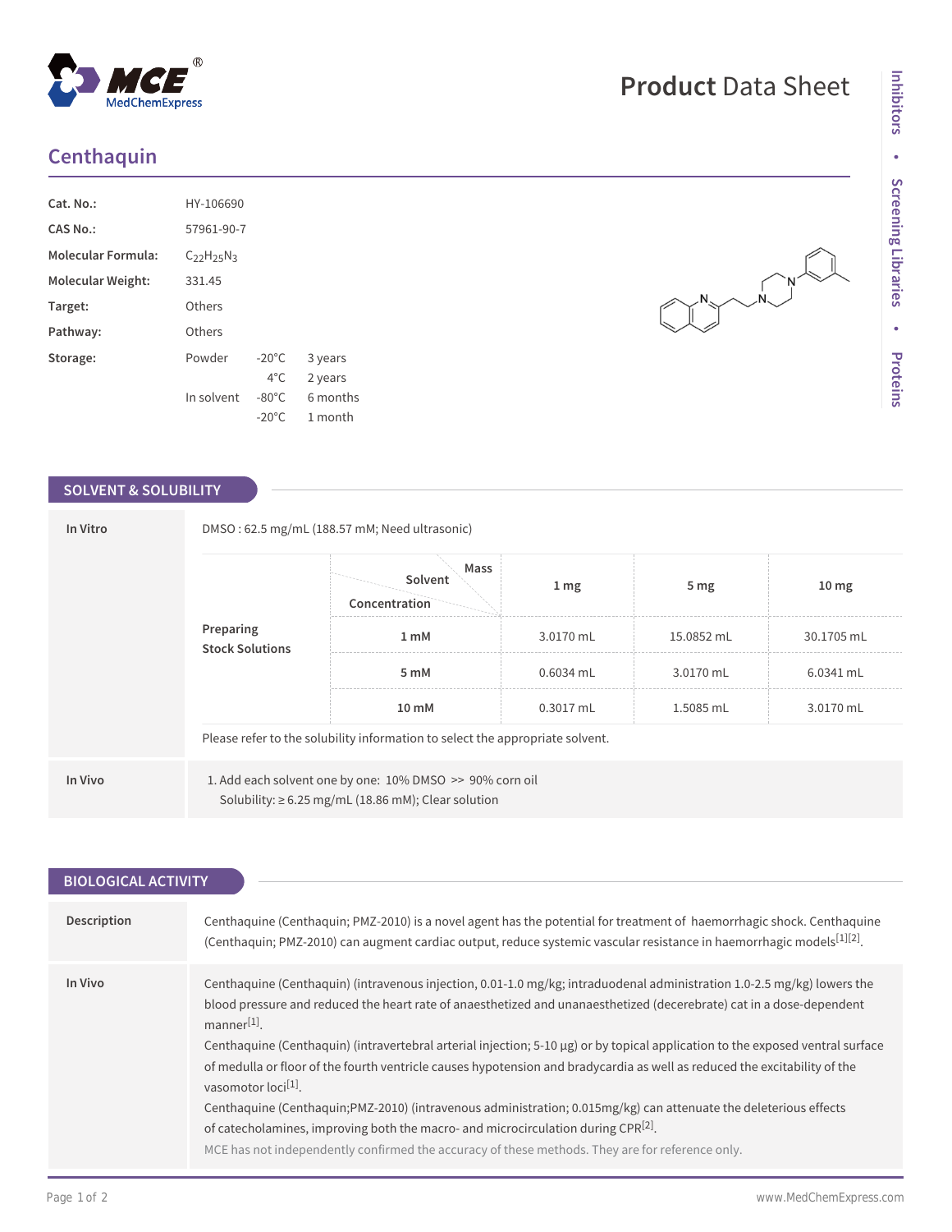# Centhaquin

| | | | |
|---|---|---|---|
| **Cat. No.:** | HY-106690 | | |
| **CAS No.:** | 57961-90-7 | | |
| **Molecular Formula:** | $C_{22}H_{25}N_3$ | | |
| **Molecular Weight:** | 331.45 | | |
| **Target:** | Others | | |
| **Pathway:** | Others | | |
| **Storage:** | Powder | -20°C | 3 years |
| | | 4°C | 2 years |
| | In solvent | -80°C | 6 months |
| | | -20°C | 1 month |

## SOLVENT & SOLUBILITY

**In Vitro**

DMSO : 62.5 mg/mL (188.57 mM; Need ultrasonic)

**Preparing Stock Solutions**

| Solvent / Concentration \ Mass | 1 mg | 5 mg | 10 mg |
|---|---|---|---|
| 1 mM | 3.0170 mL | 15.0852 mL | 30.1705 mL |
| 5 mM | 0.6034 mL | 3.0170 mL | 6.0341 mL |
| 10 mM | 0.3017 mL | 1.5085 mL | 3.0170 mL |

Please refer to the solubility information to select the appropriate solvent.

**In Vivo**

1. Add each solvent one by one: 10% DMSO >> 90% corn oil
   Solubility: ≥ 6.25 mg/mL (18.86 mM); Clear solution

## BIOLOGICAL ACTIVITY

**Description**

Centhaquine (Centhaquin; PMZ-2010) is a novel agent has the potential for treatment of haemorrhagic shock. Centhaquine (Centhaquin; PMZ-2010) can augment cardiac output, reduce systemic vascular resistance in haemorrhagic models[1][2].

**In Vivo**

Centhaquine (Centhaquin) (intravenous injection, 0.01-1.0 mg/kg; intraduodenal administration 1.0-2.5 mg/kg) lowers the blood pressure and reduced the heart rate of anaesthetized and unanaesthetized (decerebrate) cat in a dose-dependent manner[1].

Centhaquine (Centhaquin) (intravertebral arterial injection; 5-10 μg) or by topical application to the exposed ventral surface of medulla or floor of the fourth ventricle causes hypotension and bradycardia as well as reduced the excitability of the vasomotor loci[1].

Centhaquine (Centhaquin;PMZ-2010) (intravenous administration; 0.015mg/kg) can attenuate the deleterious effects of catecholamines, improving both the macro- and microcirculation during CPR[2].

MCE has not independently confirmed the accuracy of these methods. They are for reference only.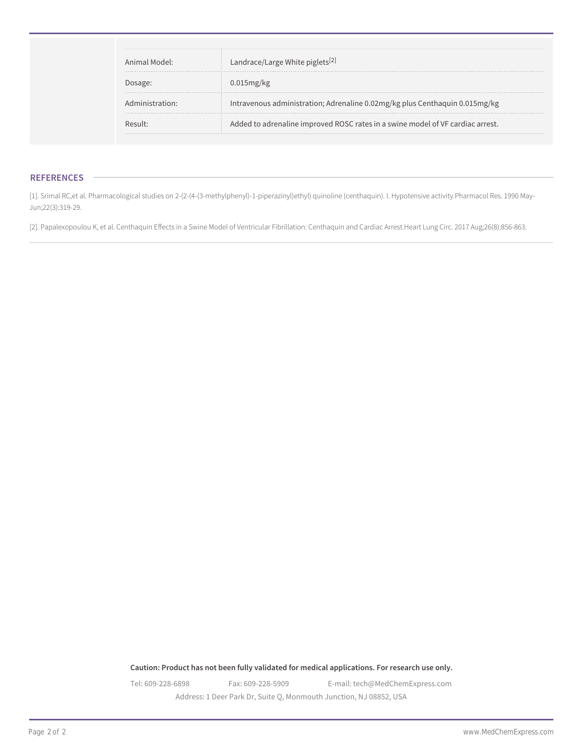| | |
|---|---|
| Animal Model: | Landrace/Large White piglets[2] |
| Dosage: | 0.015mg/kg |
| Administration: | Intravenous administration; Adrenaline 0.02mg/kg plus Centhaquin 0.015mg/kg |
| Result: | Added to adrenaline improved ROSC rates in a swine model of VF cardiac arrest. |

## REFERENCES

[1]. Srimal RC,et al. Pharmacological studies on 2-(2-(4-(3-methylphenyl)-1-piperazinyl)ethyl) quinoline (centhaquin). I. Hypotensive activity.Pharmacol Res. 1990 May-Jun;22(3):319-29.

[2]. Papalexopoulou K, et al. Centhaquin Effects in a Swine Model of Ventricular Fibrillation: Centhaquin and Cardiac Arrest.Heart Lung Circ. 2017 Aug;26(8):856-863.

**Caution: Product has not been fully validated for medical applications. For research use only.**

Tel: 609-228-6898 Fax: 609-228-5909 E-mail: tech@MedChemExpress.com

Address: 1 Deer Park Dr, Suite Q, Monmouth Junction, NJ 08852, USA